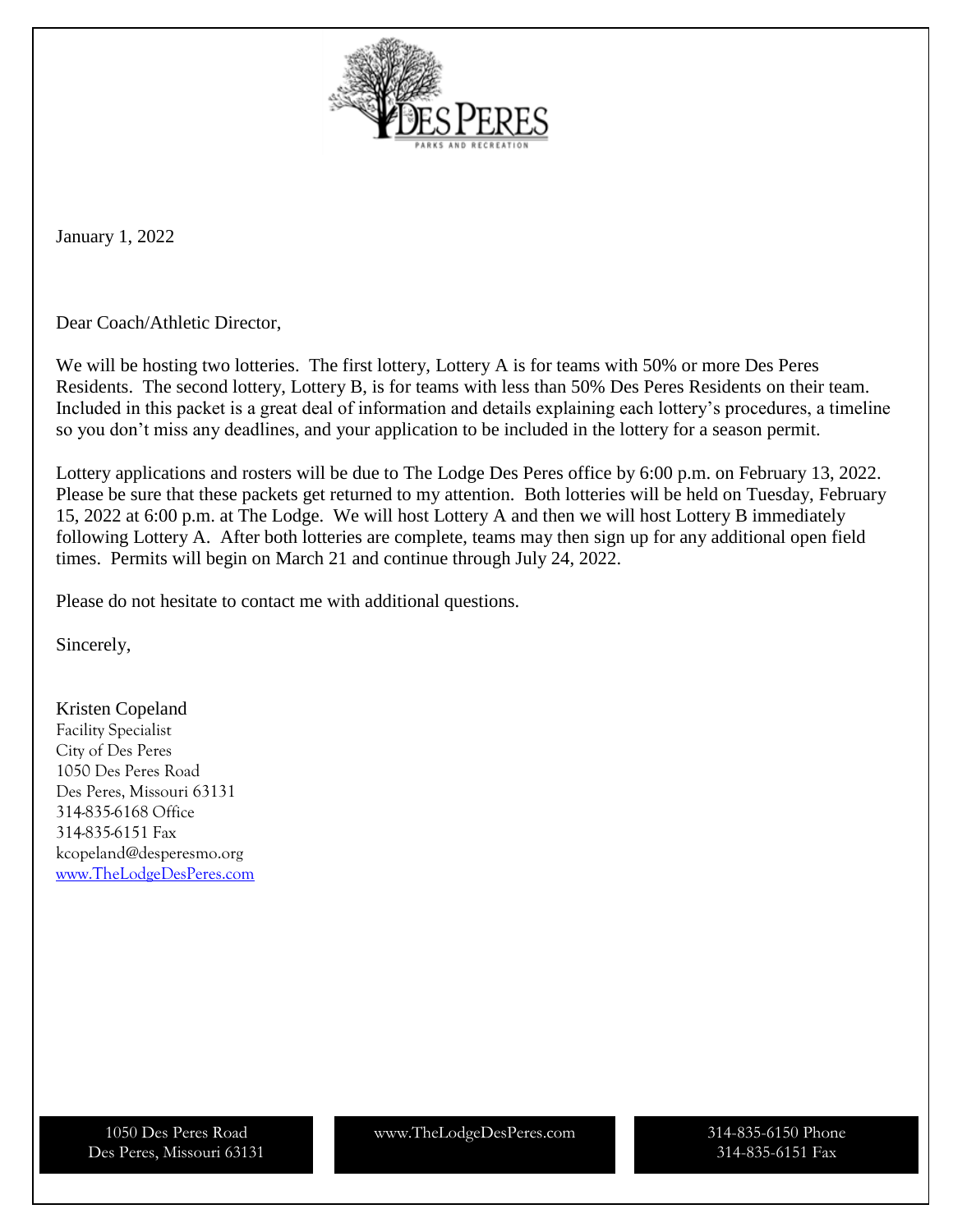DES PERES
PARKS AND RECREATION

January 1, 2022

Dear Coach/Athletic Director,

We will be hosting two lotteries. The first lottery, Lottery A is for teams with 50% or more Des Peres Residents. The second lottery, Lottery B, is for teams with less than 50% Des Peres Residents on their team. Included in this packet is a great deal of information and details explaining each lottery's procedures, a timeline so you don't miss any deadlines, and your application to be included in the lottery for a season permit.

Lottery applications and rosters will be due to The Lodge Des Peres office by 6:00 p.m. on February 13, 2022. Please be sure that these packets get returned to my attention. Both lotteries will be held on Tuesday, February 15, 2022 at 6:00 p.m. at The Lodge. We will host Lottery A and then we will host Lottery B immediately following Lottery A. After both lotteries are complete, teams may then sign up for any additional open field times. Permits will begin on March 21 and continue through July 24, 2022.

Please do not hesitate to contact me with additional questions.

Sincerely,

Kristen Copeland
Facility Specialist
City of Des Peres
1050 Des Peres Road
Des Peres, Missouri 63131
314-835-6168 Office
314-835-6151 Fax
kcopeland@desperesmo.org
www.TheLodgeDesPeres.com

1050 Des Peres Road
Des Peres, Missouri 63131

www.TheLodgeDesPeres.com

314-835-6150 Phone
314-835-6151 Fax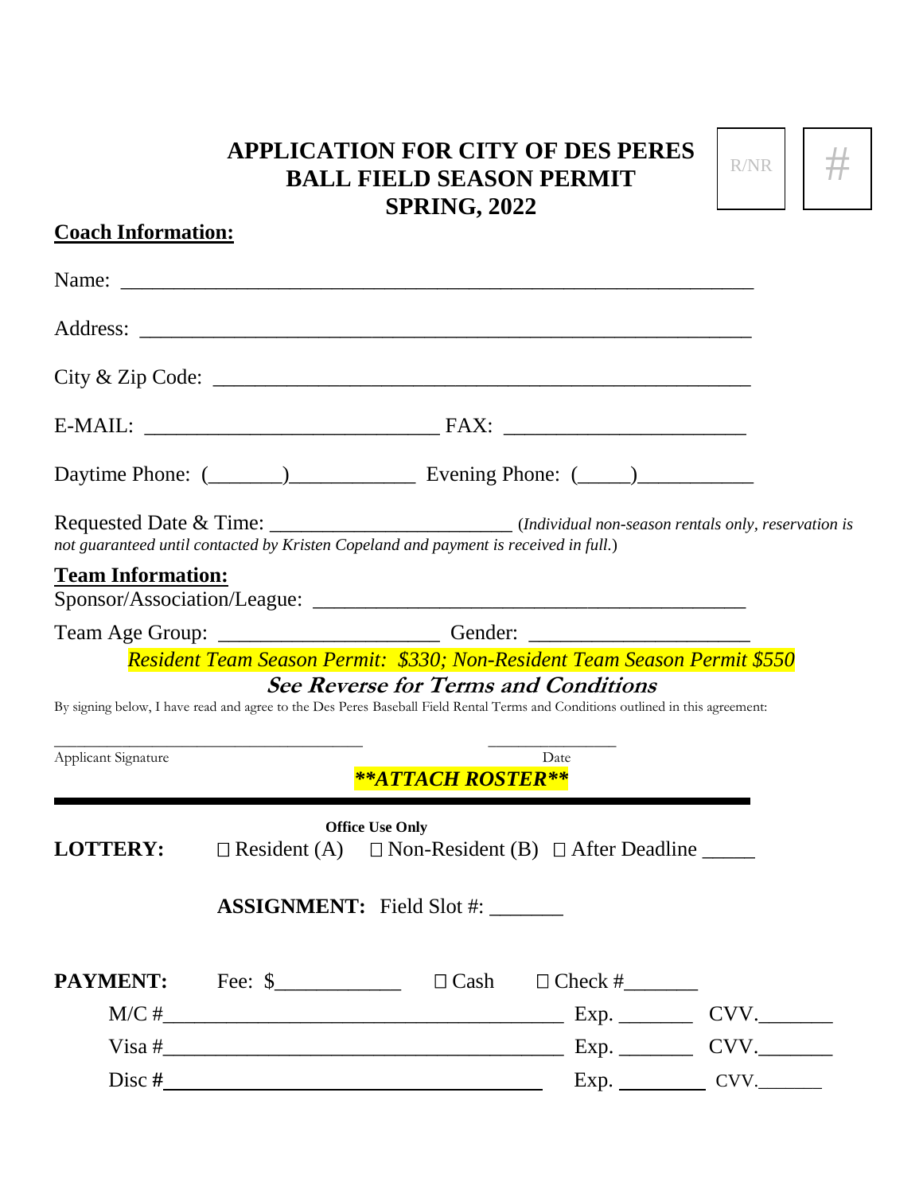# APPLICATION FOR CITY OF DES PERES BALL FIELD SEASON PERMIT SPRING, 2022

R/NR | #

**Coach Information:**

Name: ___________________________________________________________

Address: _________________________________________________________

City & Zip Code: ___________________________________________________

E-MAIL: ____________________________ FAX: ________________________

Daytime Phone: (_______)____________ Evening Phone: (_____)___________

Requested Date & Time: _______________________ *(Individual non-season rentals only, reservation is not guaranteed until contacted by Kristen Copeland and payment is received in full.)*

**Team Information:**

Sponsor/Association/League: ___________________________________________

Team Age Group: _____________________ Gender: _____________________

*Resident Team Season Permit: $330; Non-Resident Team Season Permit $550*

***See Reverse for Terms and Conditions***

By signing below, I have read and agree to the Des Peres Baseball Field Rental Terms and Conditions outlined in this agreement:

_________________________________ _______________

Applicant Signature Date

***\*\*ATTACH ROSTER\*\****

---

**Office Use Only**

**LOTTERY:** ☐ Resident (A) ☐ Non-Resident (B) ☐ After Deadline _____

**ASSIGNMENT:** Field Slot #: _______

**PAYMENT:** Fee: $____________ ☐ Cash ☐ Check #_______

M/C #_____________________________________ Exp. _______ CVV._______

Visa #_____________________________________ Exp. _______ CVV._______

Disc #_____________________________________ Exp. _______ CVV._______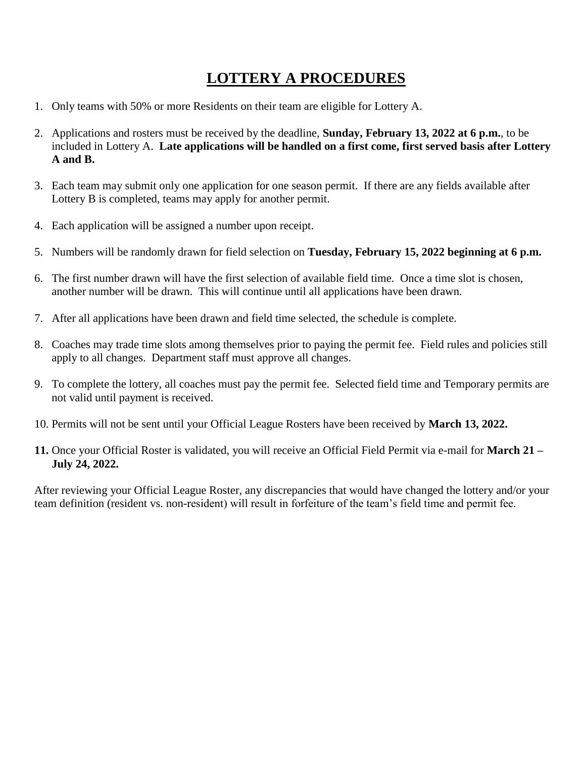# LOTTERY A PROCEDURES

1. Only teams with 50% or more Residents on their team are eligible for Lottery A.
2. Applications and rosters must be received by the deadline, **Sunday, February 13, 2022 at 6 p.m.**, to be included in Lottery A. **Late applications will be handled on a first come, first served basis after Lottery A and B.**
3. Each team may submit only one application for one season permit. If there are any fields available after Lottery B is completed, teams may apply for another permit.
4. Each application will be assigned a number upon receipt.
5. Numbers will be randomly drawn for field selection on **Tuesday, February 15, 2022 beginning at 6 p.m.**
6. The first number drawn will have the first selection of available field time. Once a time slot is chosen, another number will be drawn. This will continue until all applications have been drawn.
7. After all applications have been drawn and field time selected, the schedule is complete.
8. Coaches may trade time slots among themselves prior to paying the permit fee. Field rules and policies still apply to all changes. Department staff must approve all changes.
9. To complete the lottery, all coaches must pay the permit fee. Selected field time and Temporary permits are not valid until payment is received.
10. Permits will not be sent until your Official League Rosters have been received by **March 13, 2022.**
11. Once your Official Roster is validated, you will receive an Official Field Permit via e-mail for **March 21 – July 24, 2022.**

After reviewing your Official League Roster, any discrepancies that would have changed the lottery and/or your team definition (resident vs. non-resident) will result in forfeiture of the team's field time and permit fee.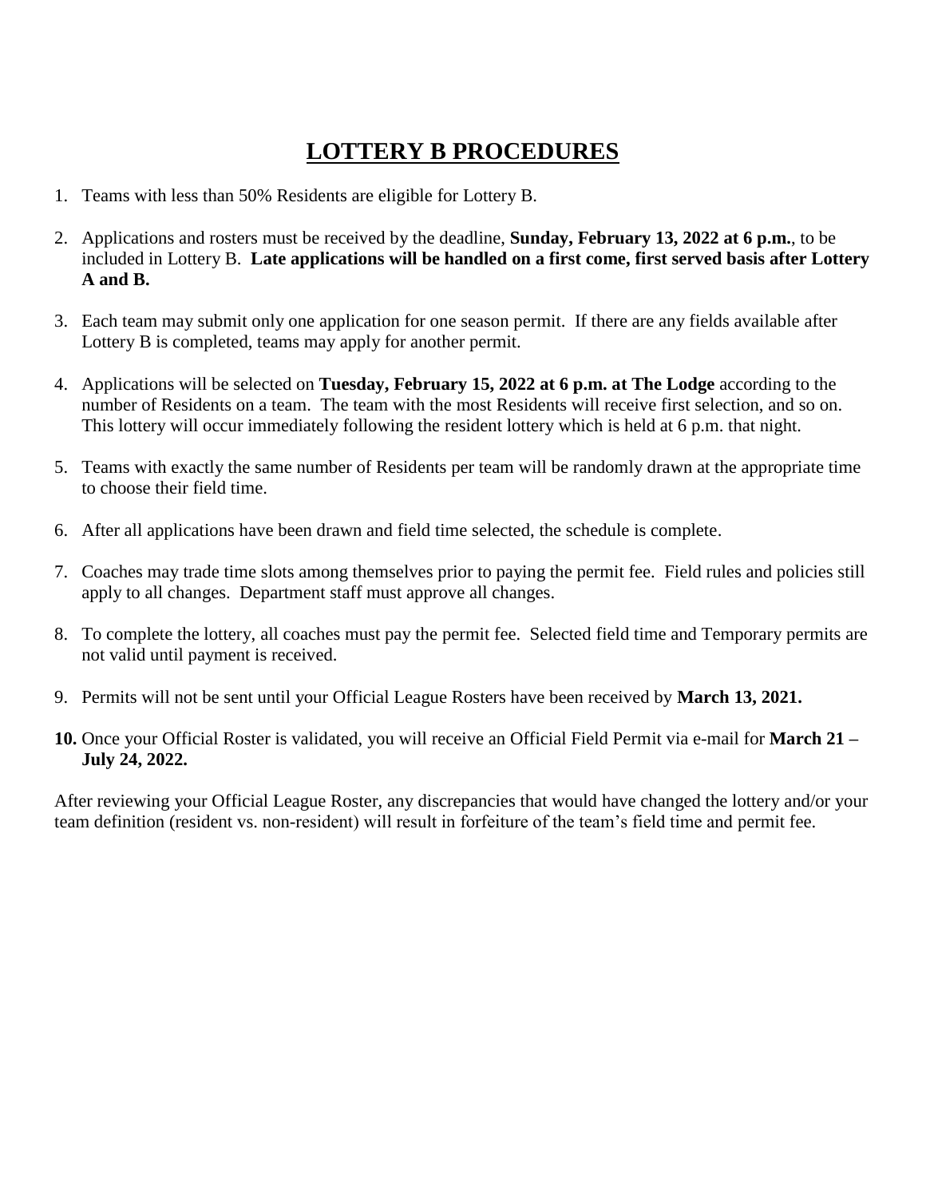# LOTTERY B PROCEDURES

1. Teams with less than 50% Residents are eligible for Lottery B.
2. Applications and rosters must be received by the deadline, **Sunday, February 13, 2022 at 6 p.m.**, to be included in Lottery B. **Late applications will be handled on a first come, first served basis after Lottery A and B.**
3. Each team may submit only one application for one season permit. If there are any fields available after Lottery B is completed, teams may apply for another permit.
4. Applications will be selected on **Tuesday, February 15, 2022 at 6 p.m. at The Lodge** according to the number of Residents on a team. The team with the most Residents will receive first selection, and so on. This lottery will occur immediately following the resident lottery which is held at 6 p.m. that night.
5. Teams with exactly the same number of Residents per team will be randomly drawn at the appropriate time to choose their field time.
6. After all applications have been drawn and field time selected, the schedule is complete.
7. Coaches may trade time slots among themselves prior to paying the permit fee. Field rules and policies still apply to all changes. Department staff must approve all changes.
8. To complete the lottery, all coaches must pay the permit fee. Selected field time and Temporary permits are not valid until payment is received.
9. Permits will not be sent until your Official League Rosters have been received by **March 13, 2021.**
10. Once your Official Roster is validated, you will receive an Official Field Permit via e-mail for **March 21 – July 24, 2022.**

After reviewing your Official League Roster, any discrepancies that would have changed the lottery and/or your team definition (resident vs. non-resident) will result in forfeiture of the team's field time and permit fee.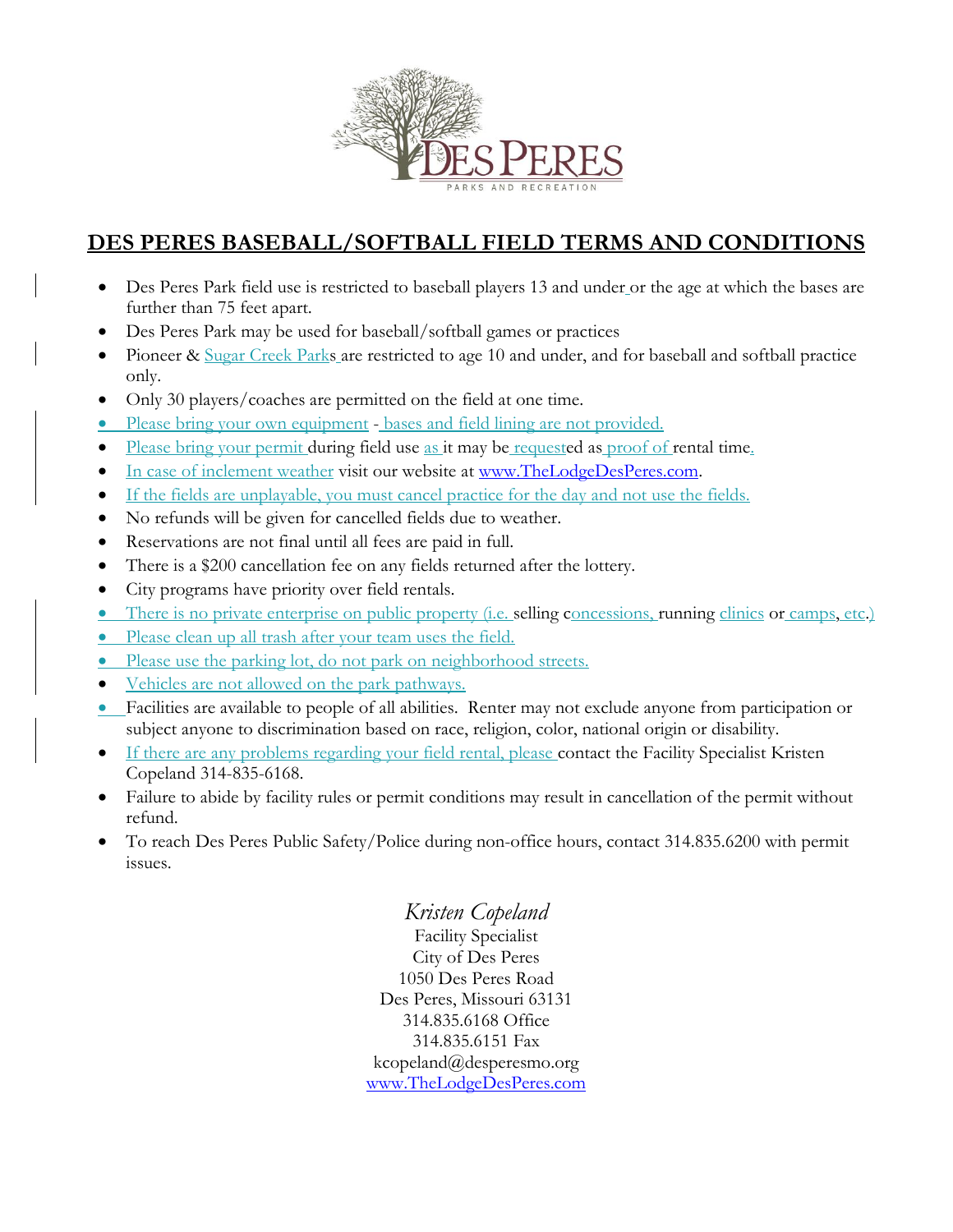# DES PERES BASEBALL/SOFTBALL FIELD TERMS AND CONDITIONS

- Des Peres Park field use is restricted to baseball players 13 and under or the age at which the bases are further than 75 feet apart.
- Des Peres Park may be used for baseball/softball games or practices
- Pioneer & Sugar Creek Parks are restricted to age 10 and under, and for baseball and softball practice only.
- Only 30 players/coaches are permitted on the field at one time.
- Please bring your own equipment - bases and field lining are not provided.
- Please bring your permit during field use as it may be requested as proof of rental time.
- In case of inclement weather visit our website at www.TheLodgeDesPeres.com.
- If the fields are unplayable, you must cancel practice for the day and not use the fields.
- No refunds will be given for cancelled fields due to weather.
- Reservations are not final until all fees are paid in full.
- There is a $200 cancellation fee on any fields returned after the lottery.
- City programs have priority over field rentals.
- There is no private enterprise on public property (i.e. selling concessions, running clinics or camps, etc.)
- Please clean up all trash after your team uses the field.
- Please use the parking lot, do not park on neighborhood streets.
- Vehicles are not allowed on the park pathways.
- Facilities are available to people of all abilities. Renter may not exclude anyone from participation or subject anyone to discrimination based on race, religion, color, national origin or disability.
- If there are any problems regarding your field rental, please contact the Facility Specialist Kristen Copeland 314-835-6168.
- Failure to abide by facility rules or permit conditions may result in cancellation of the permit without refund.
- To reach Des Peres Public Safety/Police during non-office hours, contact 314.835.6200 with permit issues.

*Kristen Copeland*
Facility Specialist
City of Des Peres
1050 Des Peres Road
Des Peres, Missouri 63131
314.835.6168 Office
314.835.6151 Fax
kcopeland@desperesmo.org
www.TheLodgeDesPeres.com